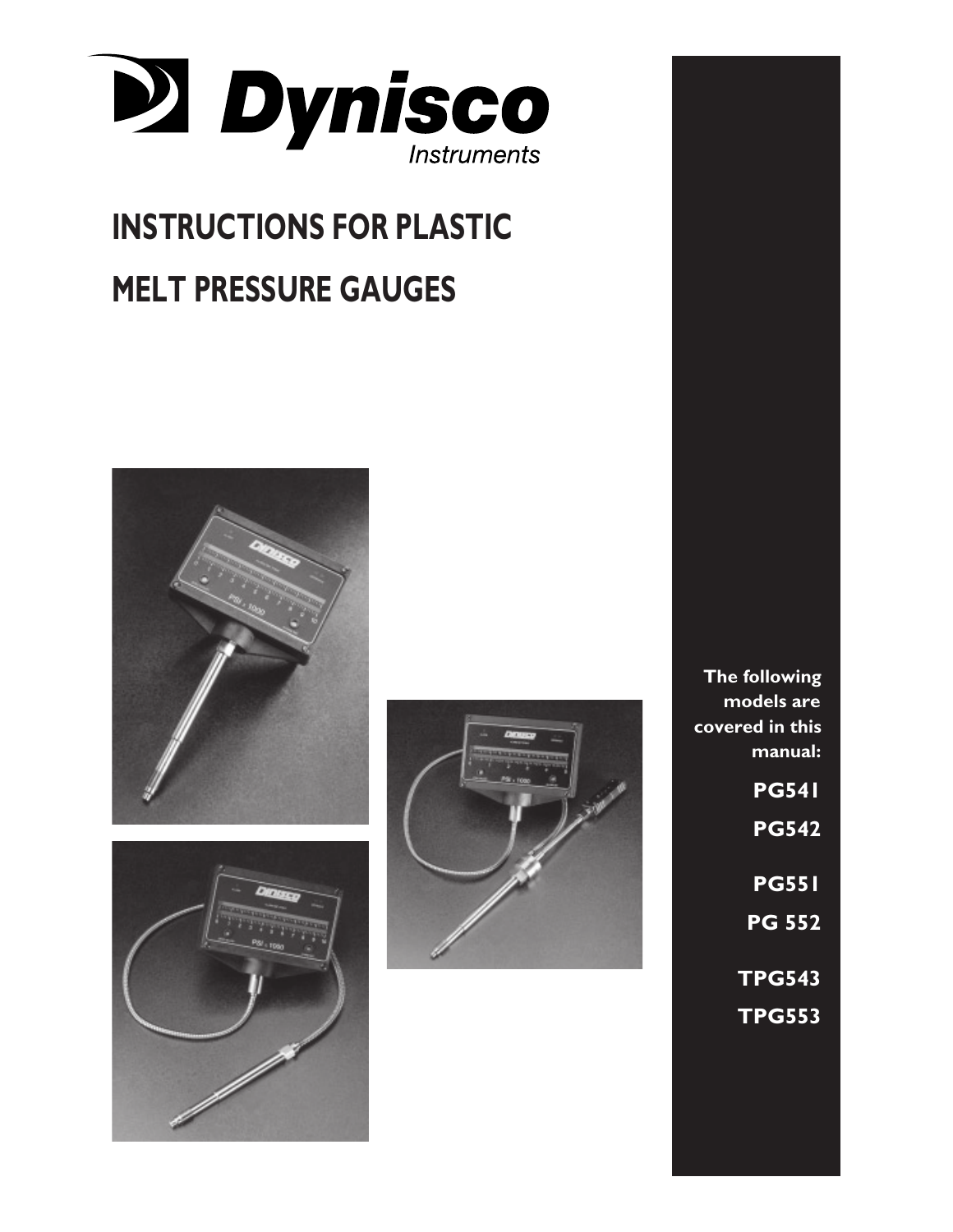Dynisco
Instruments

# INSTRUCTIONS FOR PLASTIC MELT PRESSURE GAUGES

**The following models are covered in this manual:**

**PG541**

**PG542**

**PG551**

**PG 552**

**TPG543**

**TPG553**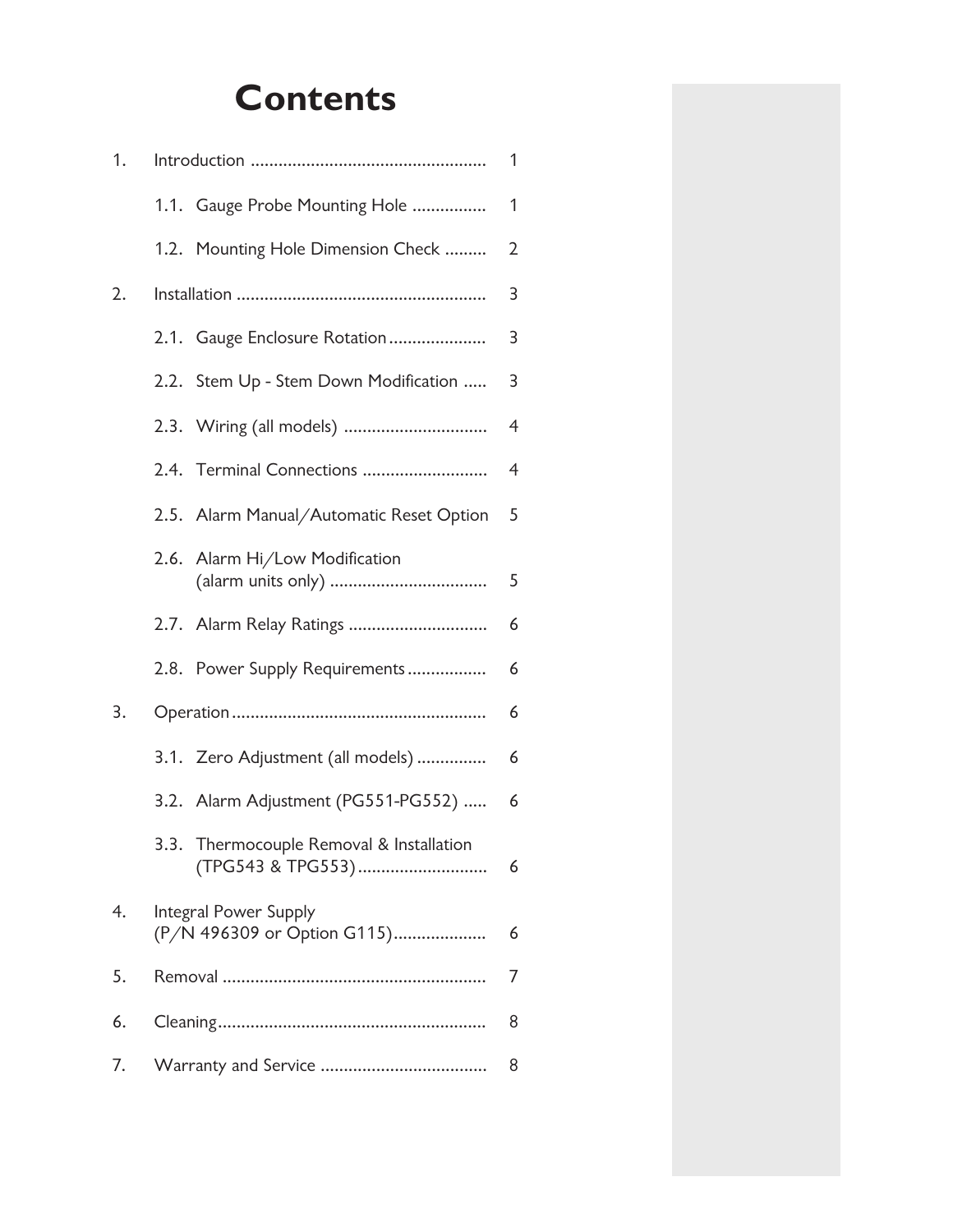# Contents

| | | |
|---|---|---|
| 1. | Introduction | 1 |
| | 1.1. Gauge Probe Mounting Hole | 1 |
| | 1.2. Mounting Hole Dimension Check | 2 |
| 2. | Installation | 3 |
| | 2.1. Gauge Enclosure Rotation | 3 |
| | 2.2. Stem Up - Stem Down Modification | 3 |
| | 2.3. Wiring (all models) | 4 |
| | 2.4. Terminal Connections | 4 |
| | 2.5. Alarm Manual/Automatic Reset Option | 5 |
| | 2.6. Alarm Hi/Low Modification (alarm units only) | 5 |
| | 2.7. Alarm Relay Ratings | 6 |
| | 2.8. Power Supply Requirements | 6 |
| 3. | Operation | 6 |
| | 3.1. Zero Adjustment (all models) | 6 |
| | 3.2. Alarm Adjustment (PG551-PG552) | 6 |
| | 3.3. Thermocouple Removal & Installation (TPG543 & TPG553) | 6 |
| 4. | Integral Power Supply (P/N 496309 or Option G115) | 6 |
| 5. | Removal | 7 |
| 6. | Cleaning | 8 |
| 7. | Warranty and Service | 8 |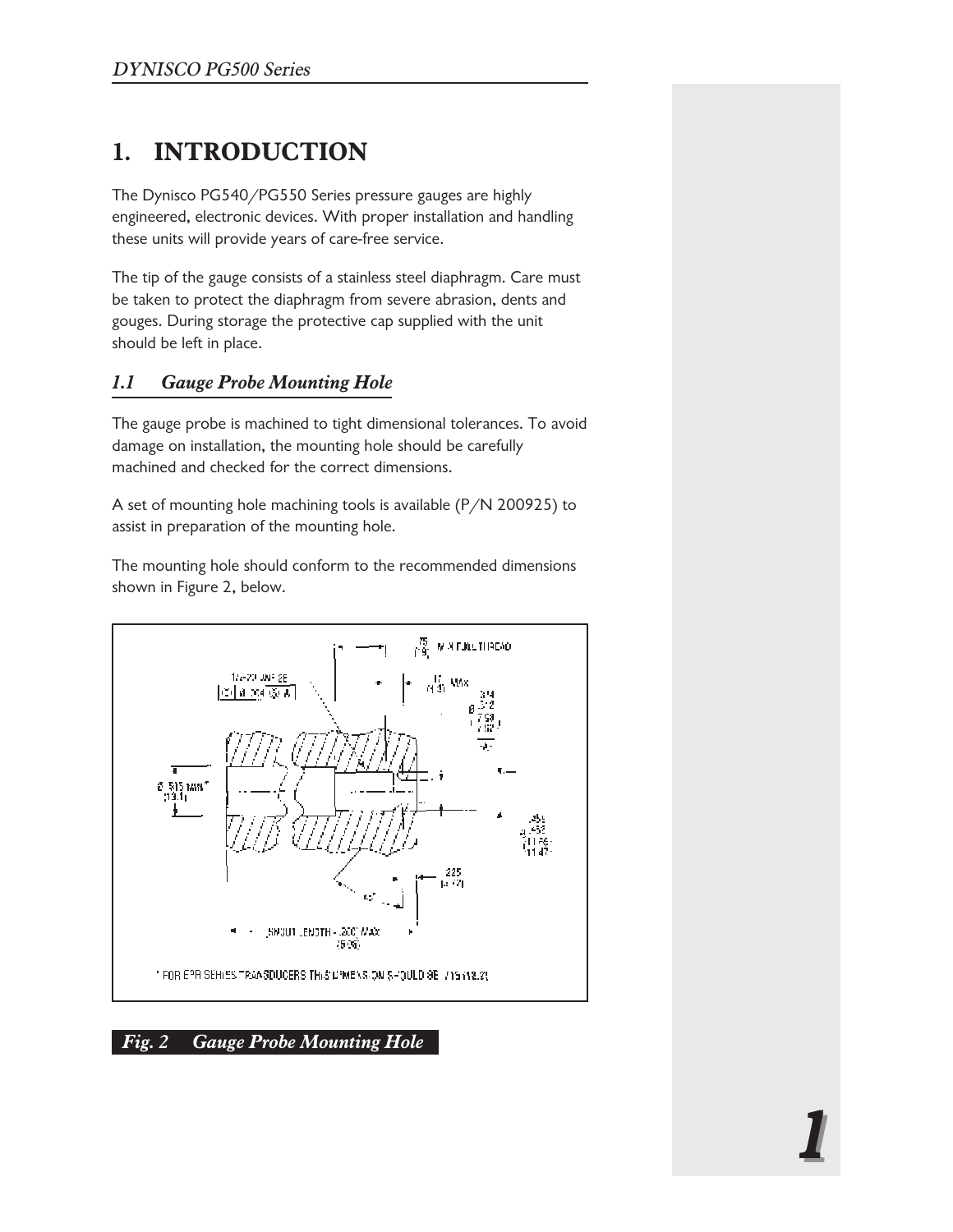# 1. INTRODUCTION

The Dynisco PG540/PG550 Series pressure gauges are highly engineered, electronic devices. With proper installation and handling these units will provide years of care-free service.

The tip of the gauge consists of a stainless steel diaphragm. Care must be taken to protect the diaphragm from severe abrasion, dents and gouges. During storage the protective cap supplied with the unit should be left in place.

## *1.1 Gauge Probe Mounting Hole*

The gauge probe is machined to tight dimensional tolerances. To avoid damage on installation, the mounting hole should be carefully machined and checked for the correct dimensions.

A set of mounting hole machining tools is available (P/N 200925) to assist in preparation of the mounting hole.

The mounting hole should conform to the recommended dimensions shown in Figure 2, below.

*Fig. 2 Gauge Probe Mounting Hole*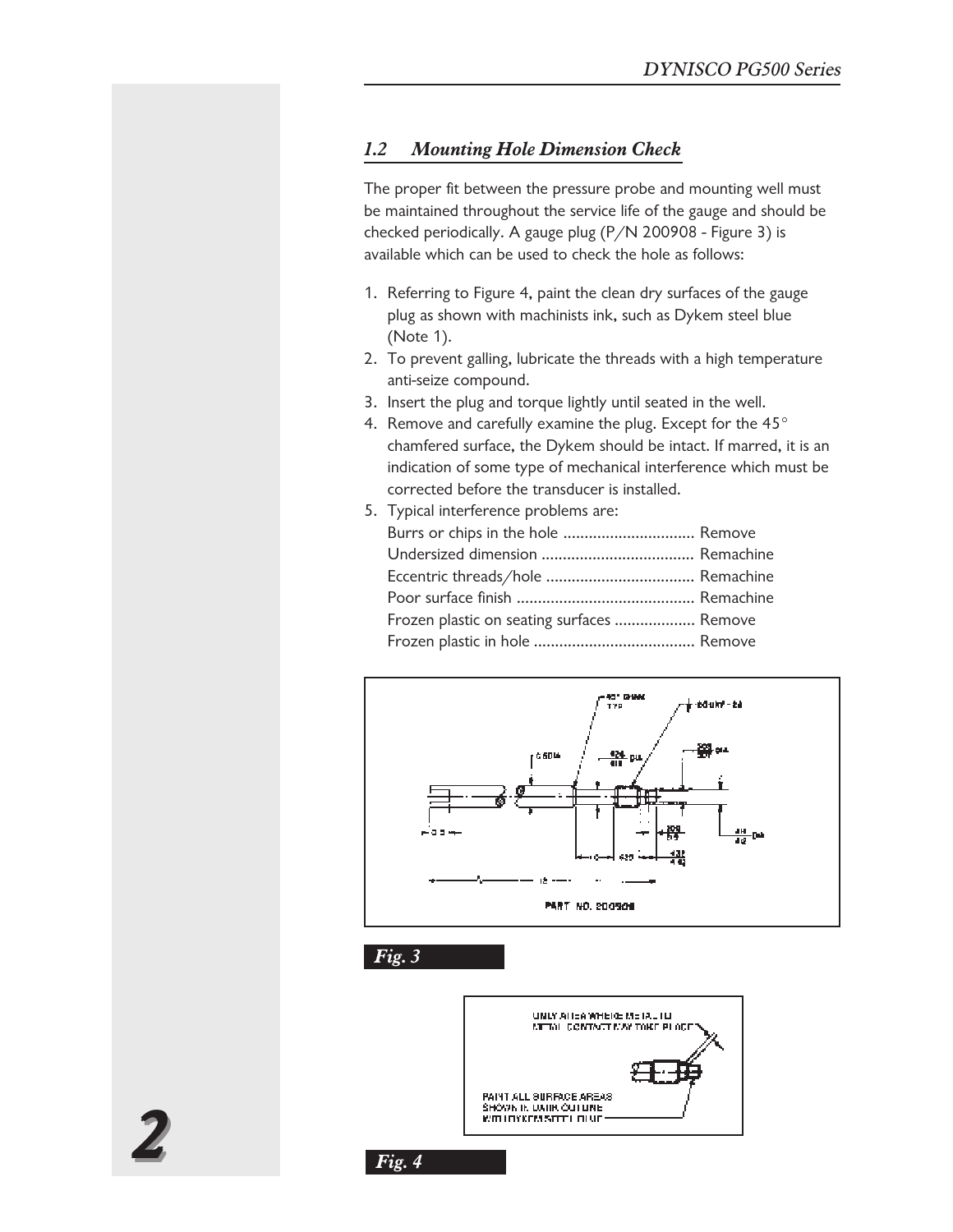## 1.2 Mounting Hole Dimension Check

The proper fit between the pressure probe and mounting well must be maintained throughout the service life of the gauge and should be checked periodically. A gauge plug (P/N 200908 - Figure 3) is available which can be used to check the hole as follows:

1. Referring to Figure 4, paint the clean dry surfaces of the gauge plug as shown with machinists ink, such as Dykem steel blue (Note 1).
2. To prevent galling, lubricate the threads with a high temperature anti-seize compound.
3. Insert the plug and torque lightly until seated in the well.
4. Remove and carefully examine the plug. Except for the 45° chamfered surface, the Dykem should be intact. If marred, it is an indication of some type of mechanical interference which must be corrected before the transducer is installed.
5. Typical interference problems are:
   Burrs or chips in the hole ............................... Remove
   Undersized dimension .................................... Remachine
   Eccentric threads/hole ................................... Remachine
   Poor surface finish .......................................... Remachine
   Frozen plastic on seating surfaces ................... Remove
   Frozen plastic in hole ...................................... Remove

PART NO. 200908

*Fig. 3*

ONLY AREA WHERE METAL TO METAL CONTACT MAY TAKE PLACE

PAINT ALL SURFACE AREAS SHOWN IN DARK OUTLINE WITH DYKEM STEEL BLUE

*Fig. 4*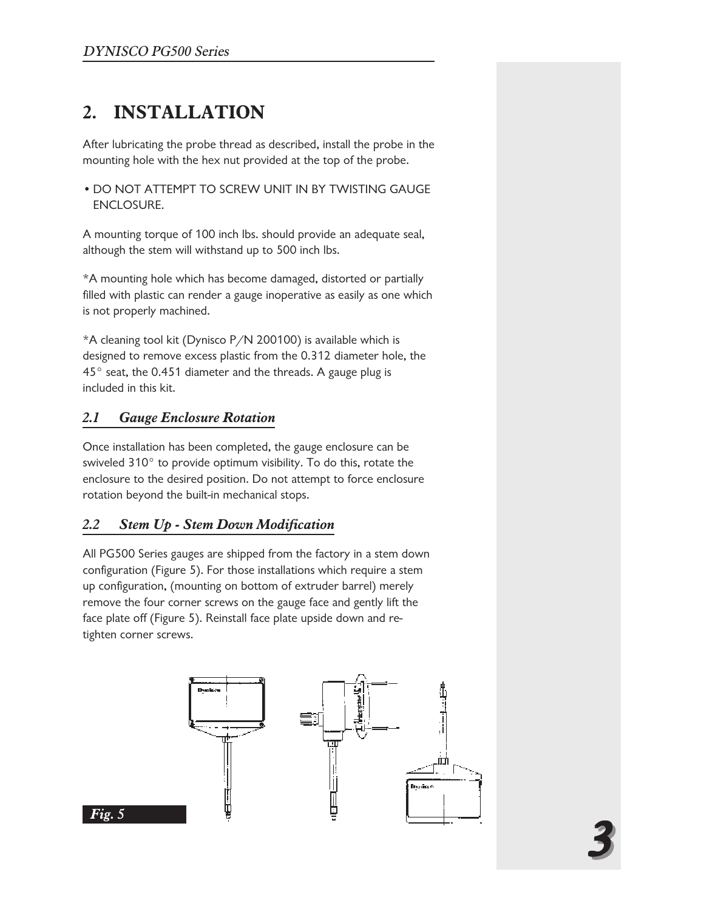# 2. INSTALLATION

After lubricating the probe thread as described, install the probe in the mounting hole with the hex nut provided at the top of the probe.

- DO NOT ATTEMPT TO SCREW UNIT IN BY TWISTING GAUGE ENCLOSURE.

A mounting torque of 100 inch lbs. should provide an adequate seal, although the stem will withstand up to 500 inch lbs.

*A mounting hole which has become damaged, distorted or partially filled with plastic can render a gauge inoperative as easily as one which is not properly machined.

*A cleaning tool kit (Dynisco P/N 200100) is available which is designed to remove excess plastic from the 0.312 diameter hole, the 45° seat, the 0.451 diameter and the threads. A gauge plug is included in this kit.

## *2.1 Gauge Enclosure Rotation*

Once installation has been completed, the gauge enclosure can be swiveled 310° to provide optimum visibility. To do this, rotate the enclosure to the desired position. Do not attempt to force enclosure rotation beyond the built-in mechanical stops.

## *2.2 Stem Up - Stem Down Modification*

All PG500 Series gauges are shipped from the factory in a stem down configuration (Figure 5). For those installations which require a stem up configuration, (mounting on bottom of extruder barrel) merely remove the four corner screws on the gauge face and gently lift the face plate off (Figure 5). Reinstall face plate upside down and re-tighten corner screws.

***Fig. 5***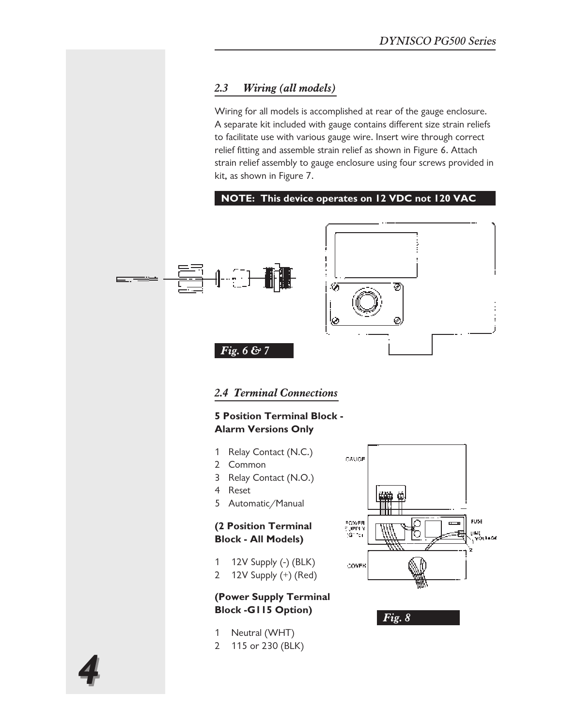## 2.3 Wiring (all models)

Wiring for all models is accomplished at rear of the gauge enclosure. A separate kit included with gauge contains different size strain reliefs to facilitate use with various gauge wire. Insert wire through correct relief fitting and assemble strain relief as shown in Figure 6. Attach strain relief assembly to gauge enclosure using four screws provided in kit, as shown in Figure 7.

**NOTE: This device operates on 12 VDC not 120 VAC**

*Fig. 6 & 7*

## 2.4 Terminal Connections

**5 Position Terminal Block - Alarm Versions Only**

1. Relay Contact (N.C.)
2. Common
3. Relay Contact (N.O.)
4. Reset
5. Automatic/Manual

**(2 Position Terminal Block - All Models)**

1. 12V Supply (-) (BLK)
2. 12V Supply (+) (Red)

**(Power Supply Terminal Block -G115 Option)**

1. Neutral (WHT)
2. 115 or 230 (BLK)

*Fig. 8*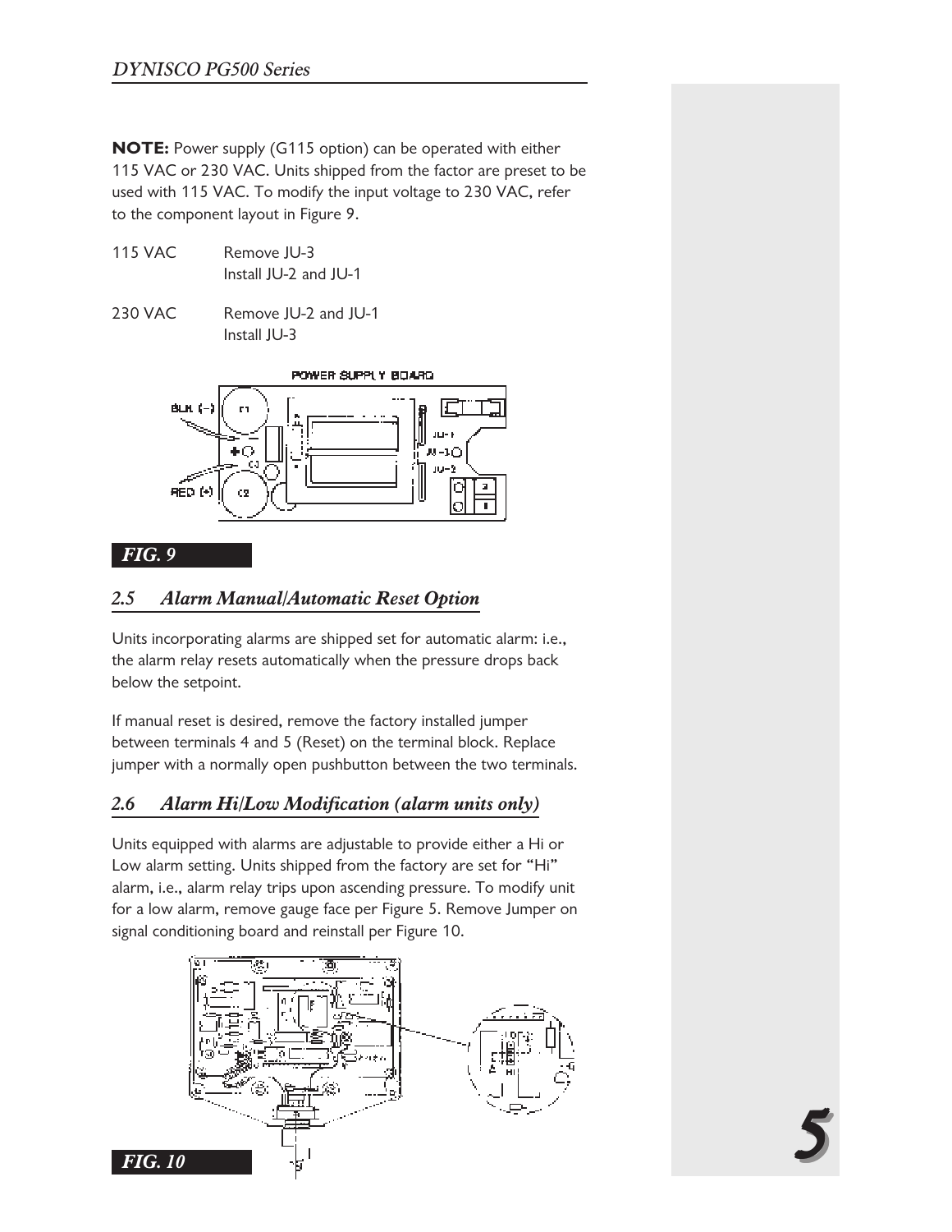**NOTE:** Power supply (G115 option) can be operated with either 115 VAC or 230 VAC. Units shipped from the factor are preset to be used with 115 VAC. To modify the input voltage to 230 VAC, refer to the component layout in Figure 9.

| | |
|---|---|
| 115 VAC | Remove JU-3<br>Install JU-2 and JU-1 |
| 230 VAC | Remove JU-2 and JU-1<br>Install JU-3 |

POWER SUPPLY BOARD

***FIG. 9***

## *2.5 Alarm Manual/Automatic Reset Option*

Units incorporating alarms are shipped set for automatic alarm: i.e., the alarm relay resets automatically when the pressure drops back below the setpoint.

If manual reset is desired, remove the factory installed jumper between terminals 4 and 5 (Reset) on the terminal block. Replace jumper with a normally open pushbutton between the two terminals.

## *2.6 Alarm Hi/Low Modification (alarm units only)*

Units equipped with alarms are adjustable to provide either a Hi or Low alarm setting. Units shipped from the factory are set for "Hi" alarm, i.e., alarm relay trips upon ascending pressure. To modify unit for a low alarm, remove gauge face per Figure 5. Remove Jumper on signal conditioning board and reinstall per Figure 10.

***FIG. 10***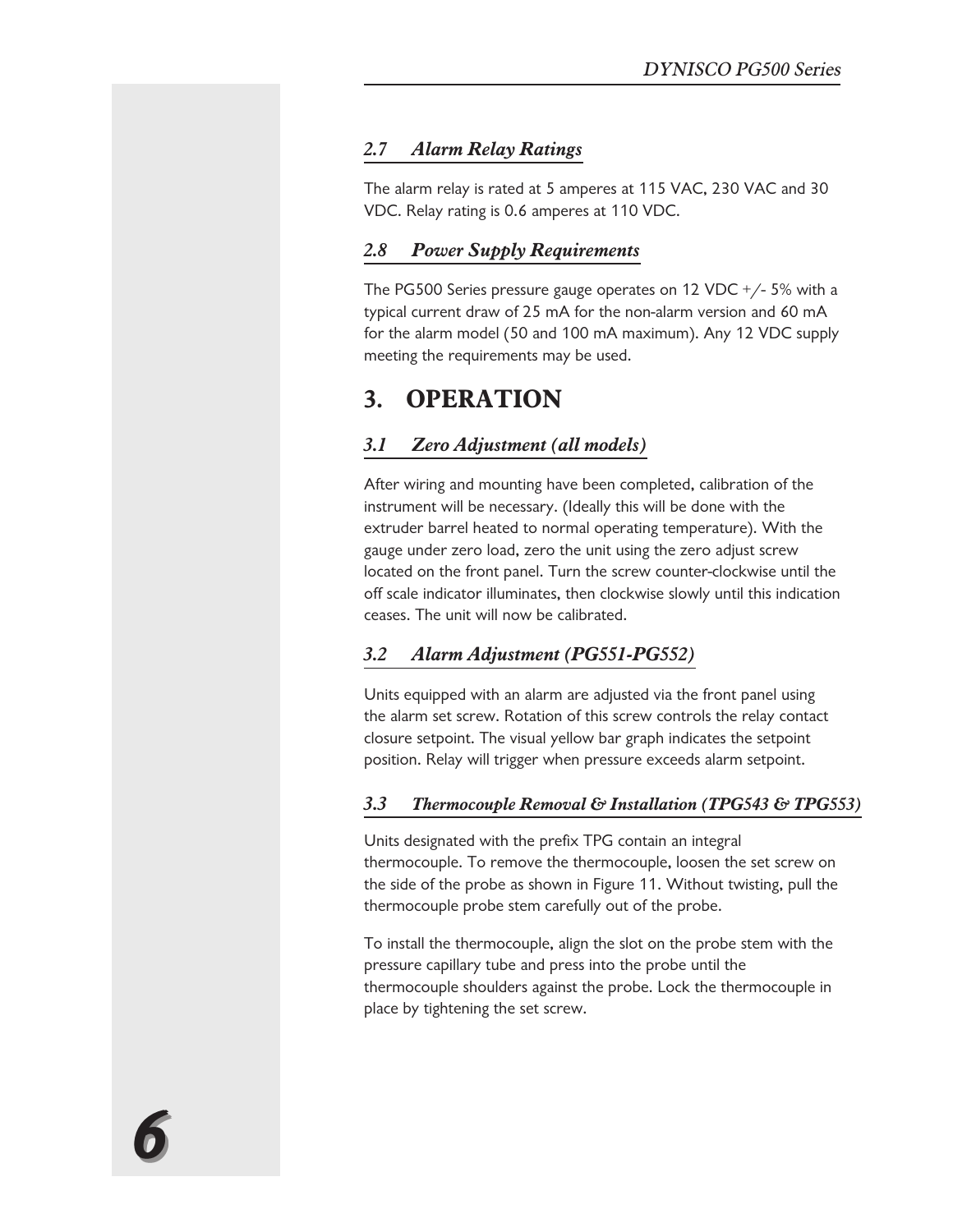### *2.7 Alarm Relay Ratings*

The alarm relay is rated at 5 amperes at 115 VAC, 230 VAC and 30 VDC. Relay rating is 0.6 amperes at 110 VDC.

### *2.8 Power Supply Requirements*

The PG500 Series pressure gauge operates on 12 VDC +/- 5% with a typical current draw of 25 mA for the non-alarm version and 60 mA for the alarm model (50 and 100 mA maximum). Any 12 VDC supply meeting the requirements may be used.

## 3. OPERATION

### *3.1 Zero Adjustment (all models)*

After wiring and mounting have been completed, calibration of the instrument will be necessary. (Ideally this will be done with the extruder barrel heated to normal operating temperature). With the gauge under zero load, zero the unit using the zero adjust screw located on the front panel. Turn the screw counter-clockwise until the off scale indicator illuminates, then clockwise slowly until this indication ceases. The unit will now be calibrated.

### *3.2 Alarm Adjustment (PG551-PG552)*

Units equipped with an alarm are adjusted via the front panel using the alarm set screw. Rotation of this screw controls the relay contact closure setpoint. The visual yellow bar graph indicates the setpoint position. Relay will trigger when pressure exceeds alarm setpoint.

### *3.3 Thermocouple Removal & Installation (TPG543 & TPG553)*

Units designated with the prefix TPG contain an integral thermocouple. To remove the thermocouple, loosen the set screw on the side of the probe as shown in Figure 11. Without twisting, pull the thermocouple probe stem carefully out of the probe.

To install the thermocouple, align the slot on the probe stem with the pressure capillary tube and press into the probe until the thermocouple shoulders against the probe. Lock the thermocouple in place by tightening the set screw.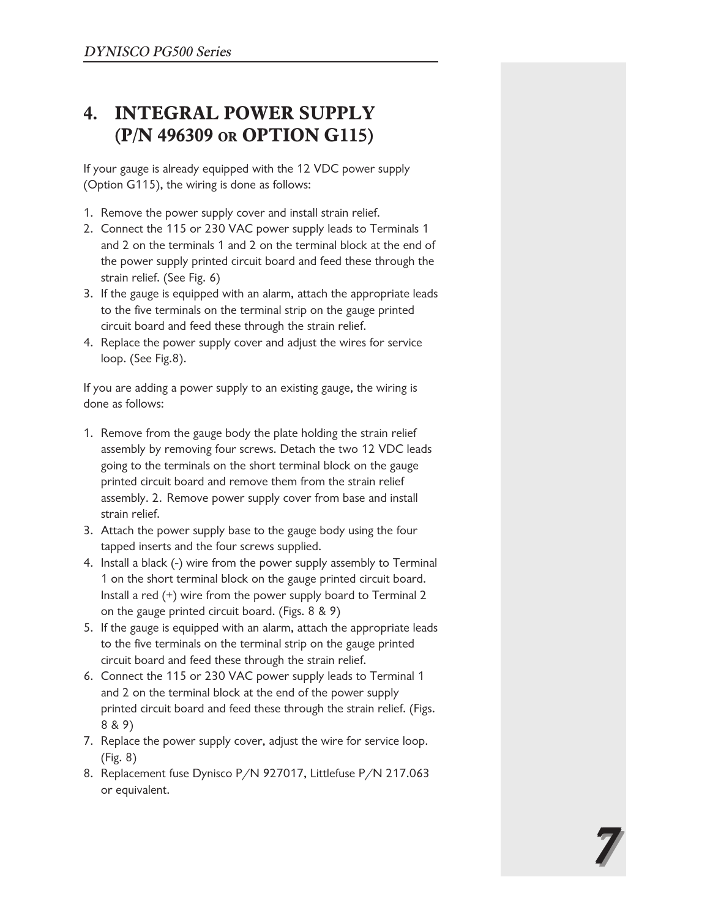# 4. INTEGRAL POWER SUPPLY (P/N 496309 OR OPTION G115)

If your gauge is already equipped with the 12 VDC power supply (Option G115), the wiring is done as follows:

1. Remove the power supply cover and install strain relief.
2. Connect the 115 or 230 VAC power supply leads to Terminals 1 and 2 on the terminals 1 and 2 on the terminal block at the end of the power supply printed circuit board and feed these through the strain relief. (See Fig. 6)
3. If the gauge is equipped with an alarm, attach the appropriate leads to the five terminals on the terminal strip on the gauge printed circuit board and feed these through the strain relief.
4. Replace the power supply cover and adjust the wires for service loop. (See Fig.8).

If you are adding a power supply to an existing gauge, the wiring is done as follows:

1. Remove from the gauge body the plate holding the strain relief assembly by removing four screws. Detach the two 12 VDC leads going to the terminals on the short terminal block on the gauge printed circuit board and remove them from the strain relief assembly. 2. Remove power supply cover from base and install strain relief.
3. Attach the power supply base to the gauge body using the four tapped inserts and the four screws supplied.
4. Install a black (-) wire from the power supply assembly to Terminal 1 on the short terminal block on the gauge printed circuit board. Install a red (+) wire from the power supply board to Terminal 2 on the gauge printed circuit board. (Figs. 8 & 9)
5. If the gauge is equipped with an alarm, attach the appropriate leads to the five terminals on the terminal strip on the gauge printed circuit board and feed these through the strain relief.
6. Connect the 115 or 230 VAC power supply leads to Terminal 1 and 2 on the terminal block at the end of the power supply printed circuit board and feed these through the strain relief. (Figs. 8 & 9)
7. Replace the power supply cover, adjust the wire for service loop. (Fig. 8)
8. Replacement fuse Dynisco P/N 927017, Littlefuse P/N 217.063 or equivalent.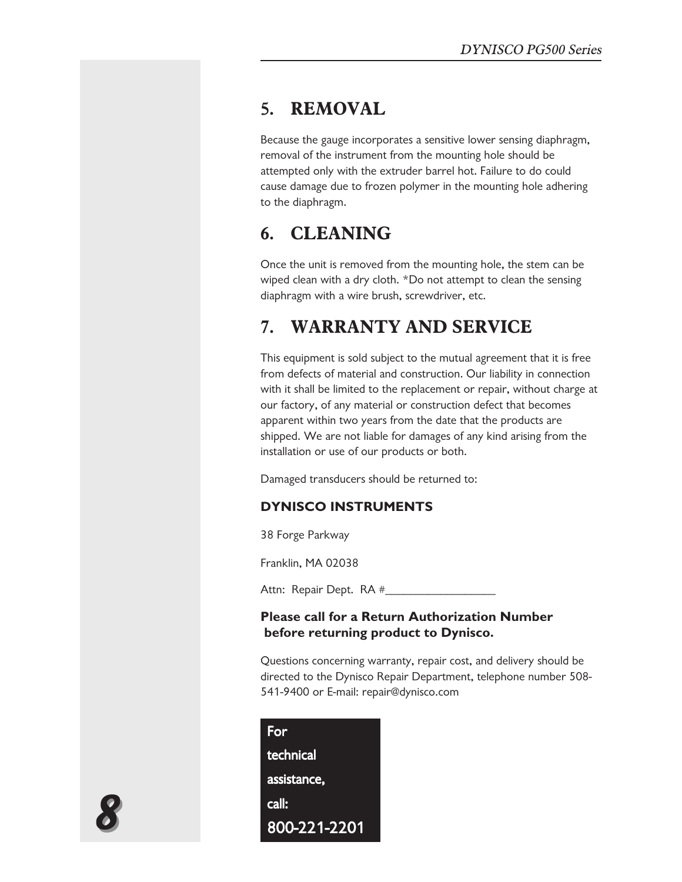## 5. REMOVAL

Because the gauge incorporates a sensitive lower sensing diaphragm, removal of the instrument from the mounting hole should be attempted only with the extruder barrel hot. Failure to do could cause damage due to frozen polymer in the mounting hole adhering to the diaphragm.

## 6. CLEANING

Once the unit is removed from the mounting hole, the stem can be wiped clean with a dry cloth. *Do not attempt to clean the sensing diaphragm with a wire brush, screwdriver, etc.

## 7. WARRANTY AND SERVICE

This equipment is sold subject to the mutual agreement that it is free from defects of material and construction. Our liability in connection with it shall be limited to the replacement or repair, without charge at our factory, of any material or construction defect that becomes apparent within two years from the date that the products are shipped. We are not liable for damages of any kind arising from the installation or use of our products or both.

Damaged transducers should be returned to:

**DYNISCO INSTRUMENTS**

38 Forge Parkway

Franklin, MA 02038

Attn: Repair Dept. RA #__________________

**Please call for a Return Authorization Number before returning product to Dynisco.**

Questions concerning warranty, repair cost, and delivery should be directed to the Dynisco Repair Department, telephone number 508-541-9400 or E-mail: repair@dynisco.com

For technical assistance, call: 800-221-2201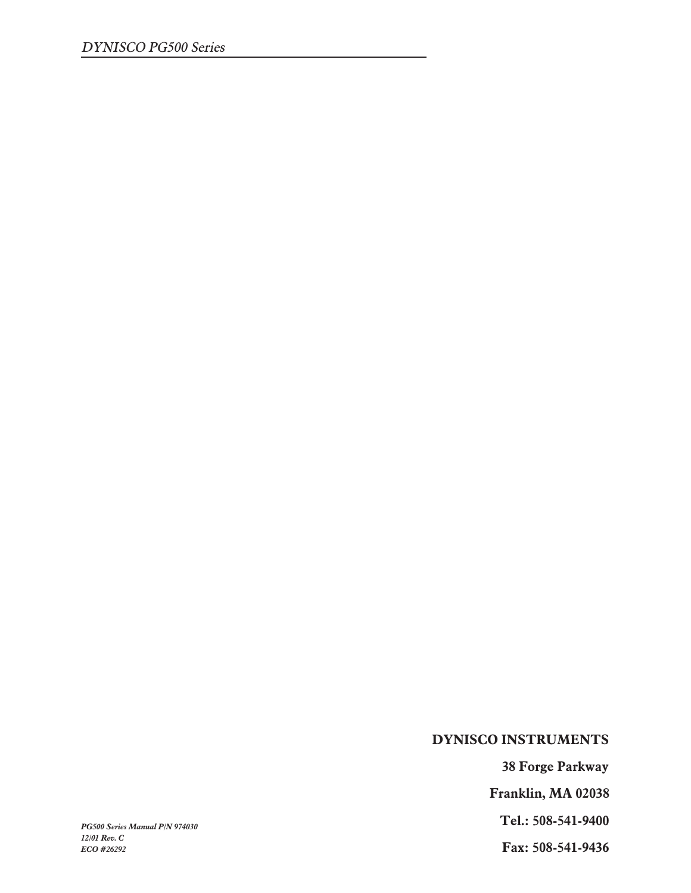**DYNISCO INSTRUMENTS**

**38 Forge Parkway**

**Franklin, MA 02038**

**Tel.: 508-541-9400**

**Fax: 508-541-9436**

***PG500 Series Manual P/N 974030***
***12/01 Rev. C***
***ECO #26292***